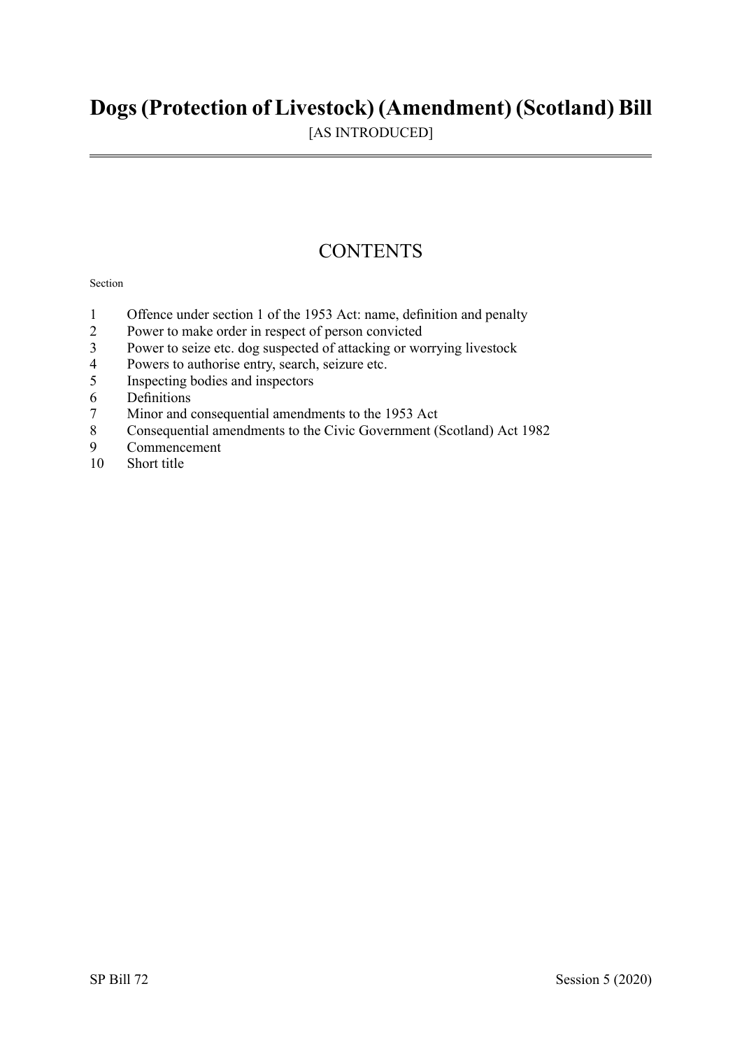# Dogs (Protection of Livestock) (Amendment) (Scotland) Bill

[AS INTRODUCED]

## CONTENTS

Section

1 Offence under section 1 of the 1953 Act: name, definition and penalty
2 Power to make order in respect of person convicted
3 Power to seize etc. dog suspected of attacking or worrying livestock
4 Powers to authorise entry, search, seizure etc.
5 Inspecting bodies and inspectors
6 Definitions
7 Minor and consequential amendments to the 1953 Act
8 Consequential amendments to the Civic Government (Scotland) Act 1982
9 Commencement
10 Short title

SP Bill 72 Session 5 (2020)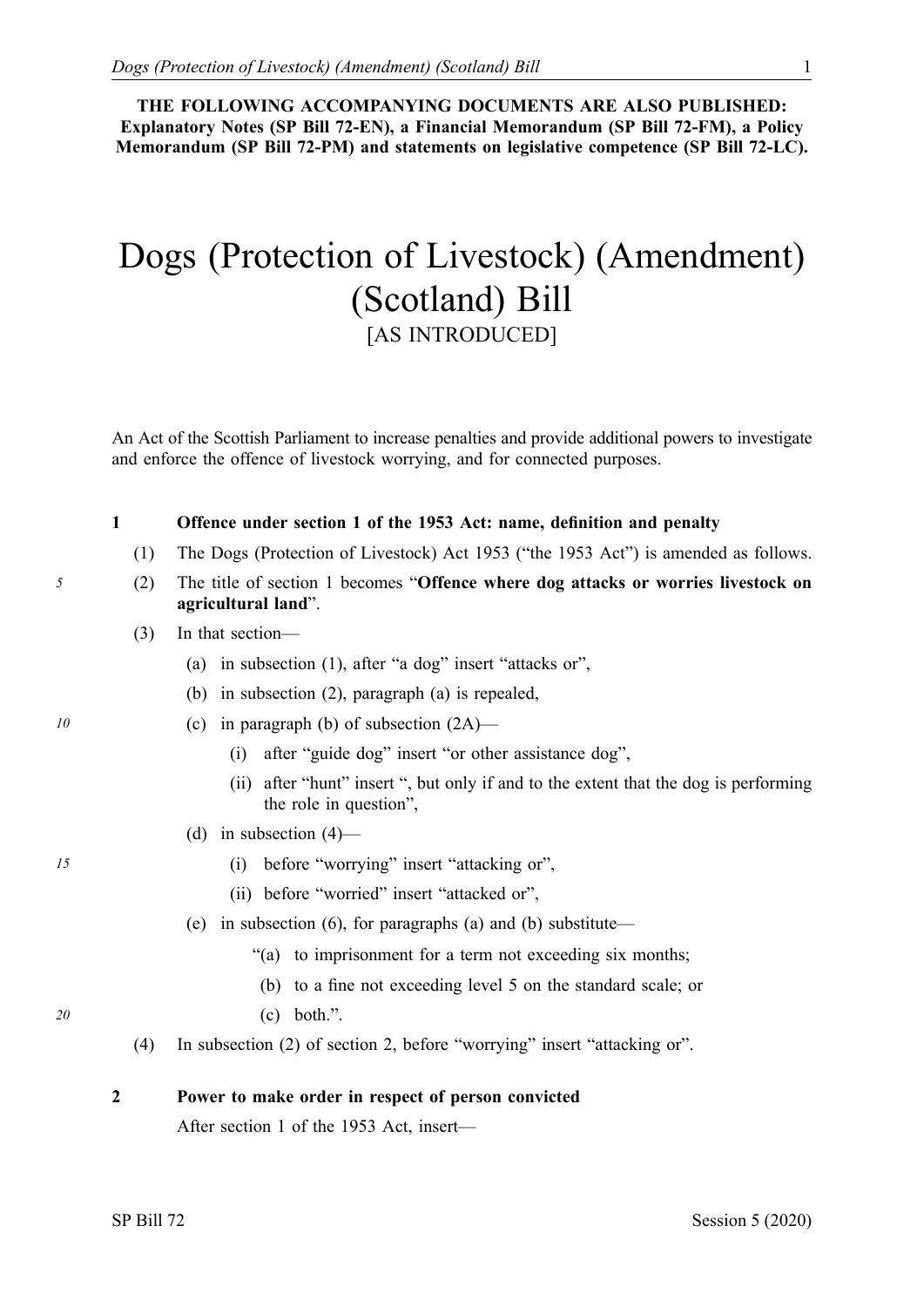**THE FOLLOWING ACCOMPANYING DOCUMENTS ARE ALSO PUBLISHED: Explanatory Notes (SP Bill 72-EN), a Financial Memorandum (SP Bill 72-FM), a Policy Memorandum (SP Bill 72-PM) and statements on legislative competence (SP Bill 72-LC).**

# Dogs (Protection of Livestock) (Amendment) (Scotland) Bill

[AS INTRODUCED]

An Act of the Scottish Parliament to increase penalties and provide additional powers to investigate and enforce the offence of livestock worrying, and for connected purposes.

**1 Offence under section 1 of the 1953 Act: name, definition and penalty**

(1) The Dogs (Protection of Livestock) Act 1953 ("the 1953 Act") is amended as follows.

(2) The title of section 1 becomes "**Offence where dog attacks or worries livestock on agricultural land**".

(3) In that section—

(a) in subsection (1), after "a dog" insert "attacks or",

(b) in subsection (2), paragraph (a) is repealed,

(c) in paragraph (b) of subsection (2A)—

(i) after "guide dog" insert "or other assistance dog",

(ii) after "hunt" insert ", but only if and to the extent that the dog is performing the role in question",

(d) in subsection (4)—

(i) before "worrying" insert "attacking or",

(ii) before "worried" insert "attacked or",

(e) in subsection (6), for paragraphs (a) and (b) substitute—

"(a) to imprisonment for a term not exceeding six months;

(b) to a fine not exceeding level 5 on the standard scale; or

(c) both.".

(4) In subsection (2) of section 2, before "worrying" insert "attacking or".

**2 Power to make order in respect of person convicted**

After section 1 of the 1953 Act, insert—

SP Bill 72 Session 5 (2020)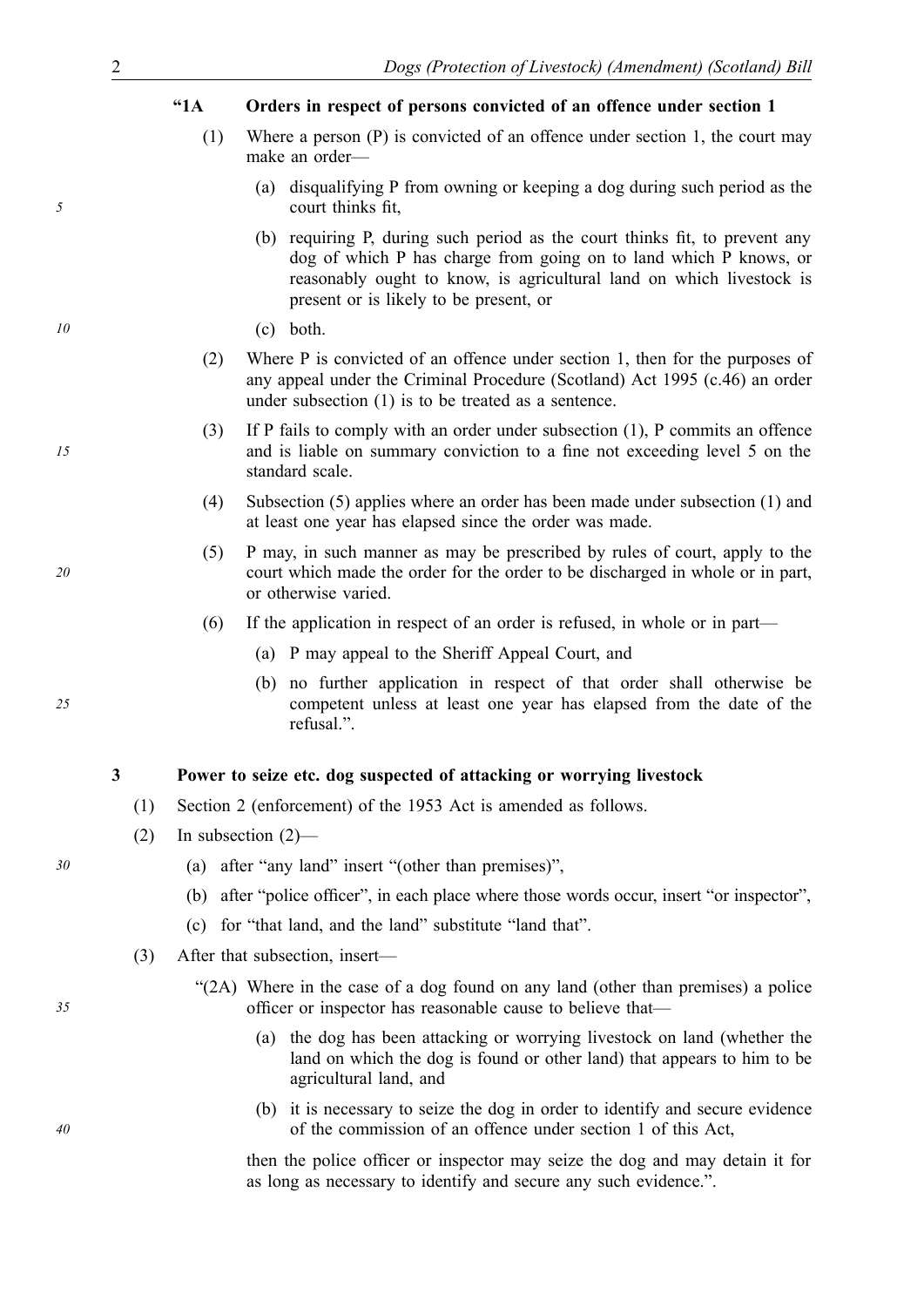**"1A Orders in respect of persons convicted of an offence under section 1**

(1) Where a person (P) is convicted of an offence under section 1, the court may make an order—

(a) disqualifying P from owning or keeping a dog during such period as the court thinks fit,

(b) requiring P, during such period as the court thinks fit, to prevent any dog of which P has charge from going on to land which P knows, or reasonably ought to know, is agricultural land on which livestock is present or is likely to be present, or

(c) both.

(2) Where P is convicted of an offence under section 1, then for the purposes of any appeal under the Criminal Procedure (Scotland) Act 1995 (c.46) an order under subsection (1) is to be treated as a sentence.

(3) If P fails to comply with an order under subsection (1), P commits an offence and is liable on summary conviction to a fine not exceeding level 5 on the standard scale.

(4) Subsection (5) applies where an order has been made under subsection (1) and at least one year has elapsed since the order was made.

(5) P may, in such manner as may be prescribed by rules of court, apply to the court which made the order for the order to be discharged in whole or in part, or otherwise varied.

(6) If the application in respect of an order is refused, in whole or in part—

(a) P may appeal to the Sheriff Appeal Court, and

(b) no further application in respect of that order shall otherwise be competent unless at least one year has elapsed from the date of the refusal.".

**3 Power to seize etc. dog suspected of attacking or worrying livestock**

(1) Section 2 (enforcement) of the 1953 Act is amended as follows.

(2) In subsection (2)—

(a) after "any land" insert "(other than premises)",

(b) after "police officer", in each place where those words occur, insert "or inspector",

(c) for "that land, and the land" substitute "land that".

(3) After that subsection, insert—

"(2A) Where in the case of a dog found on any land (other than premises) a police officer or inspector has reasonable cause to believe that—

(a) the dog has been attacking or worrying livestock on land (whether the land on which the dog is found or other land) that appears to him to be agricultural land, and

(b) it is necessary to seize the dog in order to identify and secure evidence of the commission of an offence under section 1 of this Act,

then the police officer or inspector may seize the dog and may detain it for as long as necessary to identify and secure any such evidence.".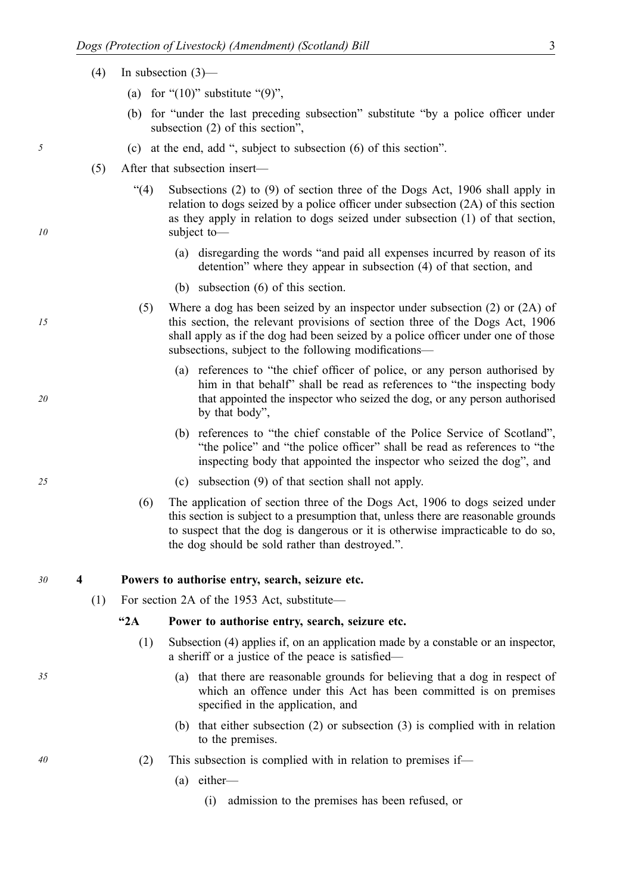(4) In subsection (3)—

(a) for "(10)" substitute "(9)",

(b) for "under the last preceding subsection" substitute "by a police officer under subsection (2) of this section",

(c) at the end, add ", subject to subsection (6) of this section".

(5) After that subsection insert—

"(4) Subsections (2) to (9) of section three of the Dogs Act, 1906 shall apply in relation to dogs seized by a police officer under subsection (2A) of this section as they apply in relation to dogs seized under subsection (1) of that section, subject to—

(a) disregarding the words "and paid all expenses incurred by reason of its detention" where they appear in subsection (4) of that section, and

(b) subsection (6) of this section.

(5) Where a dog has been seized by an inspector under subsection (2) or (2A) of this section, the relevant provisions of section three of the Dogs Act, 1906 shall apply as if the dog had been seized by a police officer under one of those subsections, subject to the following modifications—

(a) references to "the chief officer of police, or any person authorised by him in that behalf" shall be read as references to "the inspecting body that appointed the inspector who seized the dog, or any person authorised by that body",

(b) references to "the chief constable of the Police Service of Scotland", "the police" and "the police officer" shall be read as references to "the inspecting body that appointed the inspector who seized the dog", and

(c) subsection (9) of that section shall not apply.

(6) The application of section three of the Dogs Act, 1906 to dogs seized under this section is subject to a presumption that, unless there are reasonable grounds to suspect that the dog is dangerous or it is otherwise impracticable to do so, the dog should be sold rather than destroyed.".

### 4 Powers to authorise entry, search, seizure etc.

(1) For section 2A of the 1953 Act, substitute—

**"2A Power to authorise entry, search, seizure etc.**

(1) Subsection (4) applies if, on an application made by a constable or an inspector, a sheriff or a justice of the peace is satisfied—

(a) that there are reasonable grounds for believing that a dog in respect of which an offence under this Act has been committed is on premises specified in the application, and

(b) that either subsection (2) or subsection (3) is complied with in relation to the premises.

(2) This subsection is complied with in relation to premises if—

(a) either—

(i) admission to the premises has been refused, or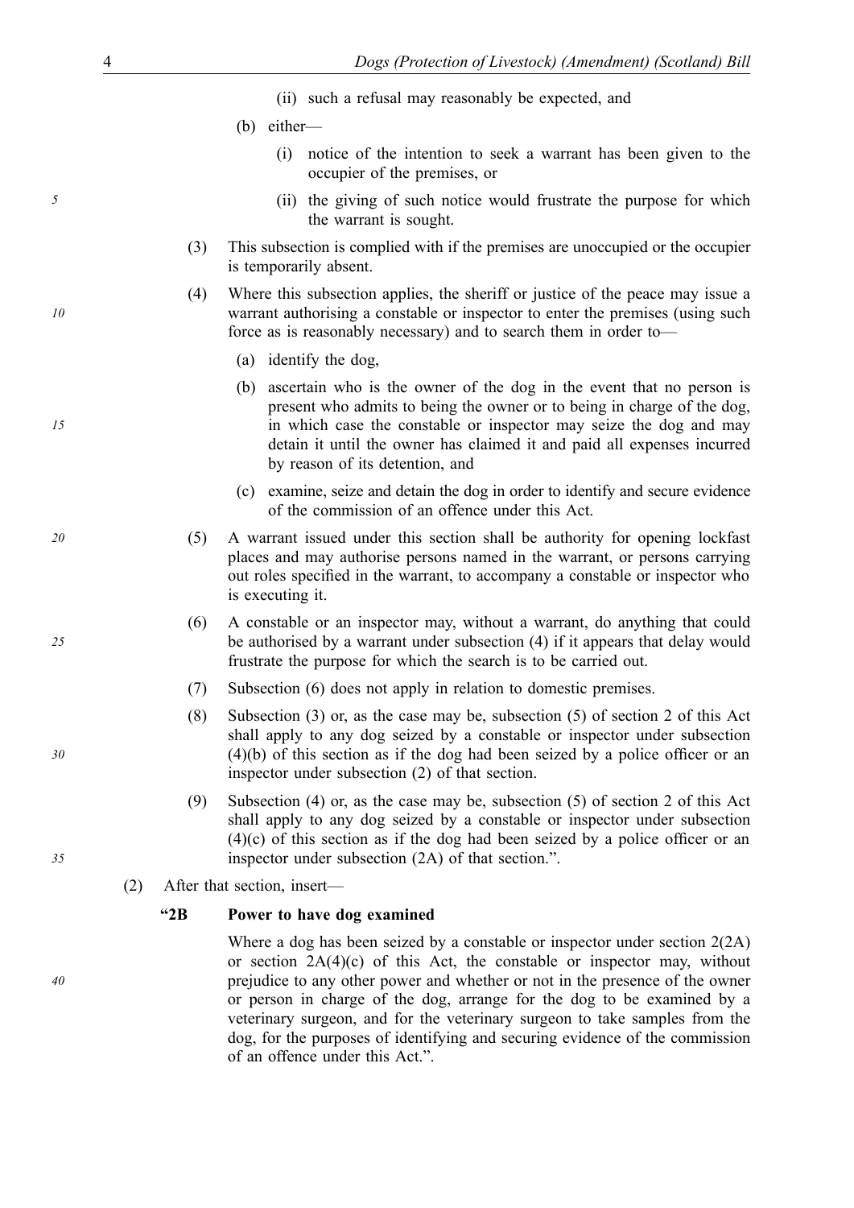(ii) such a refusal may reasonably be expected, and

(b) either—

(i) notice of the intention to seek a warrant has been given to the occupier of the premises, or

(ii) the giving of such notice would frustrate the purpose for which the warrant is sought.

(3) This subsection is complied with if the premises are unoccupied or the occupier is temporarily absent.

(4) Where this subsection applies, the sheriff or justice of the peace may issue a warrant authorising a constable or inspector to enter the premises (using such force as is reasonably necessary) and to search them in order to—

(a) identify the dog,

(b) ascertain who is the owner of the dog in the event that no person is present who admits to being the owner or to being in charge of the dog, in which case the constable or inspector may seize the dog and may detain it until the owner has claimed it and paid all expenses incurred by reason of its detention, and

(c) examine, seize and detain the dog in order to identify and secure evidence of the commission of an offence under this Act.

(5) A warrant issued under this section shall be authority for opening lockfast places and may authorise persons named in the warrant, or persons carrying out roles specified in the warrant, to accompany a constable or inspector who is executing it.

(6) A constable or an inspector may, without a warrant, do anything that could be authorised by a warrant under subsection (4) if it appears that delay would frustrate the purpose for which the search is to be carried out.

(7) Subsection (6) does not apply in relation to domestic premises.

(8) Subsection (3) or, as the case may be, subsection (5) of section 2 of this Act shall apply to any dog seized by a constable or inspector under subsection (4)(b) of this section as if the dog had been seized by a police officer or an inspector under subsection (2) of that section.

(9) Subsection (4) or, as the case may be, subsection (5) of section 2 of this Act shall apply to any dog seized by a constable or inspector under subsection (4)(c) of this section as if the dog had been seized by a police officer or an inspector under subsection (2A) of that section.".

(2) After that section, insert—

**"2B Power to have dog examined**

Where a dog has been seized by a constable or inspector under section 2(2A) or section 2A(4)(c) of this Act, the constable or inspector may, without prejudice to any other power and whether or not in the presence of the owner or person in charge of the dog, arrange for the dog to be examined by a veterinary surgeon, and for the veterinary surgeon to take samples from the dog, for the purposes of identifying and securing evidence of the commission of an offence under this Act.".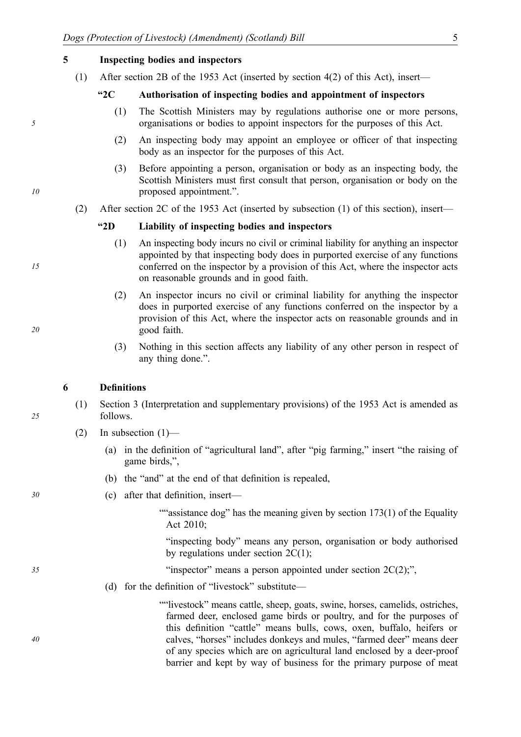**5 Inspecting bodies and inspectors**

(1) After section 2B of the 1953 Act (inserted by section 4(2) of this Act), insert—

**"2C Authorisation of inspecting bodies and appointment of inspectors**

(1) The Scottish Ministers may by regulations authorise one or more persons, organisations or bodies to appoint inspectors for the purposes of this Act.

(2) An inspecting body may appoint an employee or officer of that inspecting body as an inspector for the purposes of this Act.

(3) Before appointing a person, organisation or body as an inspecting body, the Scottish Ministers must first consult that person, organisation or body on the proposed appointment.".

(2) After section 2C of the 1953 Act (inserted by subsection (1) of this section), insert—

**"2D Liability of inspecting bodies and inspectors**

(1) An inspecting body incurs no civil or criminal liability for anything an inspector appointed by that inspecting body does in purported exercise of any functions conferred on the inspector by a provision of this Act, where the inspector acts on reasonable grounds and in good faith.

(2) An inspector incurs no civil or criminal liability for anything the inspector does in purported exercise of any functions conferred on the inspector by a provision of this Act, where the inspector acts on reasonable grounds and in good faith.

(3) Nothing in this section affects any liability of any other person in respect of any thing done.".

**6 Definitions**

(1) Section 3 (Interpretation and supplementary provisions) of the 1953 Act is amended as follows.

(2) In subsection (1)—

(a) in the definition of "agricultural land", after "pig farming," insert "the raising of game birds,",

(b) the "and" at the end of that definition is repealed,

(c) after that definition, insert—

""assistance dog" has the meaning given by section 173(1) of the Equality Act 2010;

"inspecting body" means any person, organisation or body authorised by regulations under section 2C(1);

"inspector" means a person appointed under section 2C(2);",

(d) for the definition of "livestock" substitute—

""livestock" means cattle, sheep, goats, swine, horses, camelids, ostriches, farmed deer, enclosed game birds or poultry, and for the purposes of this definition "cattle" means bulls, cows, oxen, buffalo, heifers or calves, "horses" includes donkeys and mules, "farmed deer" means deer of any species which are on agricultural land enclosed by a deer-proof barrier and kept by way of business for the primary purpose of meat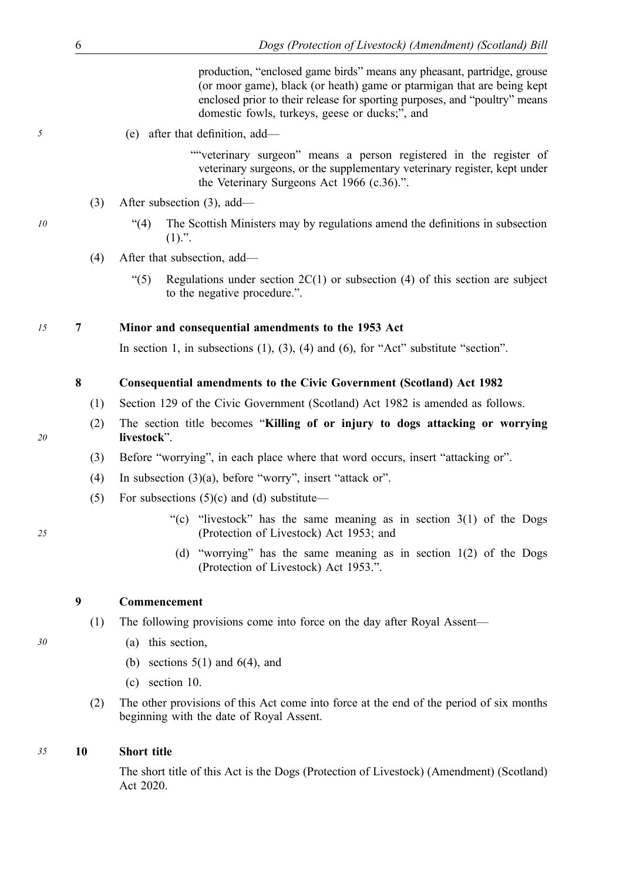production, "enclosed game birds" means any pheasant, partridge, grouse (or moor game), black (or heath) game or ptarmigan that are being kept enclosed prior to their release for sporting purposes, and "poultry" means domestic fowls, turkeys, geese or ducks;", and

(e) after that definition, add—

""veterinary surgeon" means a person registered in the register of veterinary surgeons, or the supplementary veterinary register, kept under the Veterinary Surgeons Act 1966 (c.36).".

(3) After subsection (3), add—

"(4) The Scottish Ministers may by regulations amend the definitions in subsection (1).".

(4) After that subsection, add—

"(5) Regulations under section 2C(1) or subsection (4) of this section are subject to the negative procedure.".

**7 Minor and consequential amendments to the 1953 Act**

In section 1, in subsections (1), (3), (4) and (6), for "Act" substitute "section".

**8 Consequential amendments to the Civic Government (Scotland) Act 1982**

(1) Section 129 of the Civic Government (Scotland) Act 1982 is amended as follows.

(2) The section title becomes "**Killing of or injury to dogs attacking or worrying livestock**".

(3) Before "worrying", in each place where that word occurs, insert "attacking or".

(4) In subsection (3)(a), before "worry", insert "attack or".

(5) For subsections (5)(c) and (d) substitute—

"(c) "livestock" has the same meaning as in section 3(1) of the Dogs (Protection of Livestock) Act 1953; and

(d) "worrying" has the same meaning as in section 1(2) of the Dogs (Protection of Livestock) Act 1953.".

**9 Commencement**

(1) The following provisions come into force on the day after Royal Assent—

(a) this section,

(b) sections 5(1) and 6(4), and

(c) section 10.

(2) The other provisions of this Act come into force at the end of the period of six months beginning with the date of Royal Assent.

**10 Short title**

The short title of this Act is the Dogs (Protection of Livestock) (Amendment) (Scotland) Act 2020.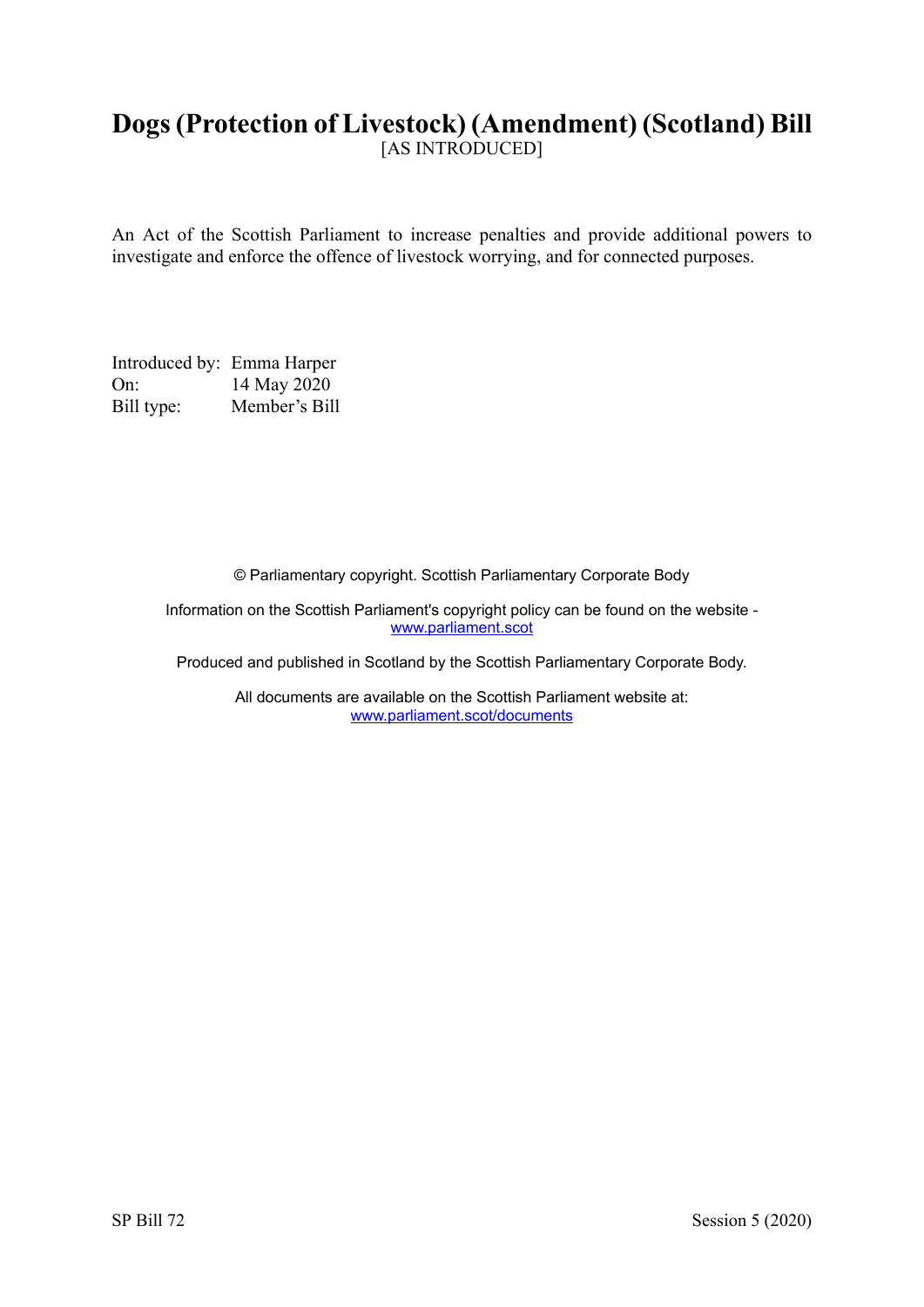# Dogs (Protection of Livestock) (Amendment) (Scotland) Bill

[AS INTRODUCED]

An Act of the Scottish Parliament to increase penalties and provide additional powers to investigate and enforce the offence of livestock worrying, and for connected purposes.

Introduced by: Emma Harper
On: 14 May 2020
Bill type: Member's Bill

© Parliamentary copyright. Scottish Parliamentary Corporate Body

Information on the Scottish Parliament's copyright policy can be found on the website - www.parliament.scot

Produced and published in Scotland by the Scottish Parliamentary Corporate Body.

All documents are available on the Scottish Parliament website at: www.parliament.scot/documents

SP Bill 72 Session 5 (2020)